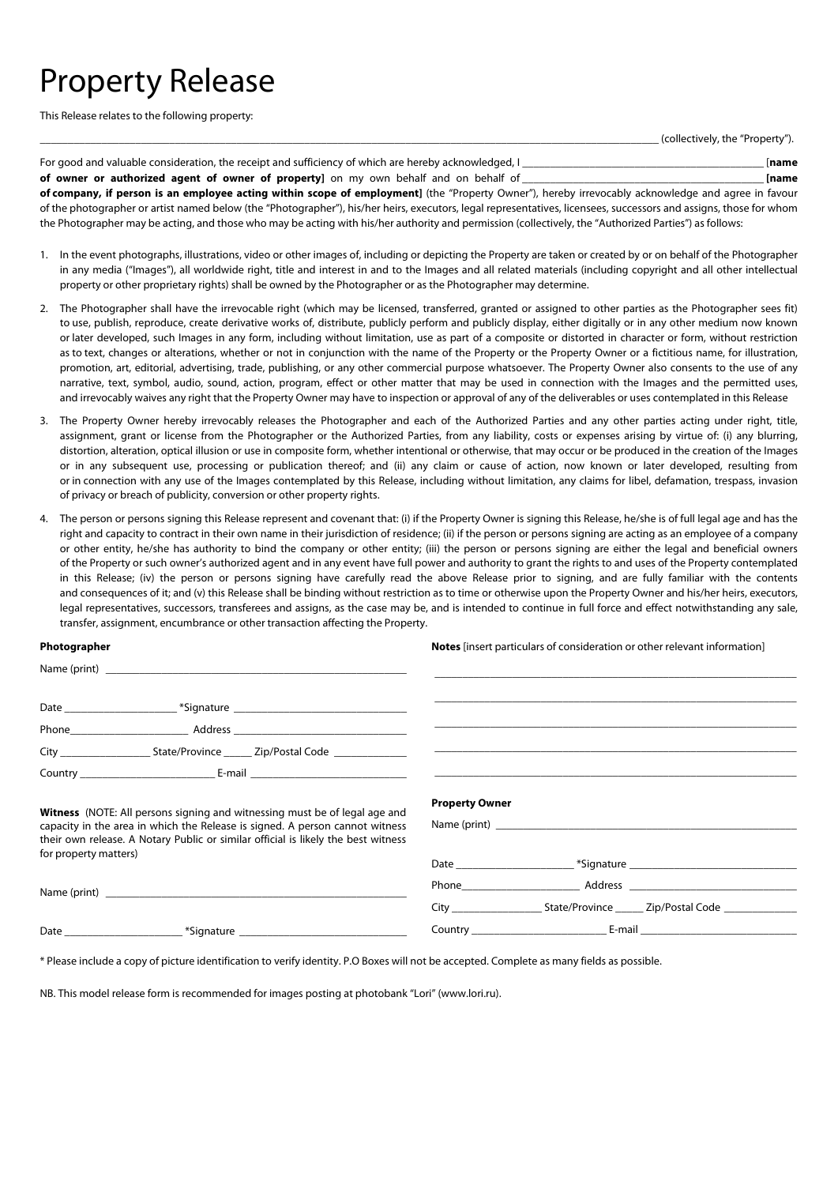# Property Release

This Release relates to the following property:

________________________________________________________________________________________________ (collectively, the "Property").

For good and valuable consideration, the receipt and sufficiency of which are hereby acknowledged, I ____________________________________ [**name of owner or authorized agent of owner of property]** on my own behalf and on behalf of ____________________________________ **[name of company, if person is an employee acting within scope of employment]** (the "Property Owner"), hereby irrevocably acknowledge and agree in favour of the photographer or artist named below (the "Photographer"), his/her heirs, executors, legal representatives, licensees, successors and assigns, those for whom the Photographer may be acting, and those who may be acting with his/her authority and permission (collectively, the "Authorized Parties") as follows:

1. In the event photographs, illustrations, video or other images of, including or depicting the Property are taken or created by or on behalf of the Photographer in any media ("Images"), all worldwide right, title and interest in and to the Images and all related materials (including copyright and all other intellectual property or other proprietary rights) shall be owned by the Photographer or as the Photographer may determine.

2. The Photographer shall have the irrevocable right (which may be licensed, transferred, granted or assigned to other parties as the Photographer sees fit) to use, publish, reproduce, create derivative works of, distribute, publicly perform and publicly display, either digitally or in any other medium now known or later developed, such Images in any form, including without limitation, use as part of a composite or distorted in character or form, without restriction as to text, changes or alterations, whether or not in conjunction with the name of the Property or the Property Owner or a fictitious name, for illustration, promotion, art, editorial, advertising, trade, publishing, or any other commercial purpose whatsoever. The Property Owner also consents to the use of any narrative, text, symbol, audio, sound, action, program, effect or other matter that may be used in connection with the Images and the permitted uses, and irrevocably waives any right that the Property Owner may have to inspection or approval of any of the deliverables or uses contemplated in this Release

3. The Property Owner hereby irrevocably releases the Photographer and each of the Authorized Parties and any other parties acting under right, title, assignment, grant or license from the Photographer or the Authorized Parties, from any liability, costs or expenses arising by virtue of: (i) any blurring, distortion, alteration, optical illusion or use in composite form, whether intentional or otherwise, that may occur or be produced in the creation of the Images or in any subsequent use, processing or publication thereof; and (ii) any claim or cause of action, now known or later developed, resulting from or in connection with any use of the Images contemplated by this Release, including without limitation, any claims for libel, defamation, trespass, invasion of privacy or breach of publicity, conversion or other property rights.

4. The person or persons signing this Release represent and covenant that: (i) if the Property Owner is signing this Release, he/she is of full legal age and has the right and capacity to contract in their own name in their jurisdiction of residence; (ii) if the person or persons signing are acting as an employee of a company or other entity, he/she has authority to bind the company or other entity; (iii) the person or persons signing are either the legal and beneficial owners of the Property or such owner's authorized agent and in any event have full power and authority to grant the rights to and uses of the Property contemplated in this Release; (iv) the person or persons signing have carefully read the above Release prior to signing, and are fully familiar with the contents and consequences of it; and (v) this Release shall be binding without restriction as to time or otherwise upon the Property Owner and his/her heirs, executors, legal representatives, successors, transferees and assigns, as the case may be, and is intended to continue in full force and effect notwithstanding any sale, transfer, assignment, encumbrance or other transaction affecting the Property.

**Photographer**

Name (print) ____________________________________

Date ________________ *Signature ________________________

Phone ________________ Address ________________________

City ____________ State/Province _____ Zip/Postal Code __________

Country ____________________ E-mail ______________________

**Witness** (NOTE: All persons signing and witnessing must be of legal age and capacity in the area in which the Release is signed. A person cannot witness their own release. A Notary Public or similar official is likely the best witness for property matters)

Name (print) ____________________________________

Date ________________ *Signature ________________________

**Notes** [insert particulars of consideration or other relevant information]

____________________________________________________

____________________________________________________

____________________________________________________

____________________________________________________

____________________________________________________

**Property Owner**

Name (print) ____________________________________

Date ________________ *Signature ________________________

Phone ________________ Address ________________________

City ____________ State/Province _____ Zip/Postal Code __________

Country ____________________ E-mail ______________________

* Please include a copy of picture identification to verify identity. P.O Boxes will not be accepted. Complete as many fields as possible.

NB. This model release form is recommended for images posting at photobank "Lori" (www.lori.ru).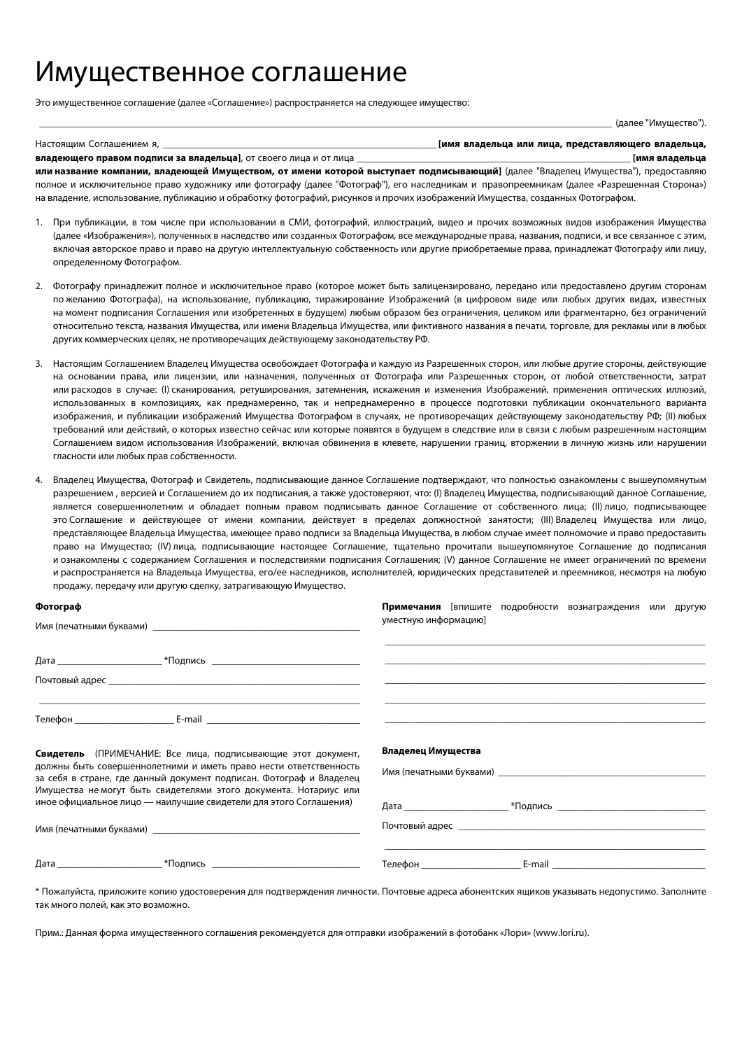// Property release form (Russian). Transcribed with blank lines as underscores and the two-column signature area in reading order.
# Имущественное соглашение

Это имущественное соглашение (далее «Соглашение») распространяется на следующее имущество:

_______________________________________________________________________________________________ (далее "Имущество").

Настоящим Соглашением я, _________________________________________ **[имя владельца или лица, представляющего владельца, владеющего правом подписи за владельца]**, от своего лица и от лица _________________________________________ **[имя владельца или название компании, владеющей Имуществом, от имени которой выступает подписывающий]** (далее "Владелец Имущества"), предоставляю полное и исключительное право художнику или фотографу (далее "Фотограф"), его наследникам и правопреемникам (далее «Разрешенная Сторона») на владение, использование, публикацию и обработку фотографий, рисунков и прочих изображений Имущества, созданных Фотографом.

1. При публикации, в том числе при использовании в СМИ, фотографий, иллюстраций, видео и прочих возможных видов изображения Имущества (далее «Изображения»), полученных в наследство или созданных Фотографом, все международные права, названия, подписи, и все связанное с этим, включая авторское право и право на другую интеллектуальную собственность или другие приобретаемые права, принадлежат Фотографу или лицу, определенному Фотографом.

2. Фотографу принадлежит полное и исключительное право (которое может быть залицензировано, передано или предоставлено другим сторонам по желанию Фотографа), на использование, публикацию, тиражирование Изображений (в цифровом виде или любых других видах, известных на момент подписания Соглашения или изобретенных в будущем) любым образом без ограничения, целиком или фрагментарно, без ограничений относительно текста, названия Имущества, или имени Владельца Имущества, или фиктивного названия в печати, торговле, для рекламы или в любых других коммерческих целях, не противоречащих действующему законодательству РФ.

3. Настоящим Соглашением Владелец Имущества освобождает Фотографа и каждую из Разрешенных сторон, или любые другие стороны, действующие на основании права, или лицензии, или назначения, полученных от Фотографа или Разрешенных сторон, от любой ответственности, затрат или расходов в случае: (I) сканирования, ретуширования, затемнения, искажения и изменения Изображений, применения оптических иллюзий, использованных в композициях, как преднамеренно, так и непреднамеренно в процессе подготовки публикации окончательного варианта изображения, и публикации изображений Имущества Фотографом в случаях, не противоречащих действующему законодательству РФ; (II) любых требований или действий, о которых известно сейчас или которые появятся в будущем в следствие или в связи с любым разрешенным настоящим Соглашением видом использования Изображений, включая обвинения в клевете, нарушении границ, вторжении в личную жизнь или нарушении гласности или любых прав собственности.

4. Владелец Имущества, Фотограф и Свидетель, подписывающие данное Соглашение подтверждают, что полностью ознакомлены с вышеупомянутым разрешением , версией и Соглашением до их подписания, а также удостоверяют, что: (I) Владелец Имущества, подписывающий данное Соглашение, является совершеннолетним и обладает полным правом подписывать данное Соглашение от собственного лица; (II) лицо, подписывающее это Соглашение и действующее от имени компании, действует в пределах должностной занятости; (III) Владелец Имущества или лицо, представляющее Владельца Имущества, имеющее право подписи за Владельца Имущества, в любом случае имеет полномочие и право предоставить право на Имущество; (IV) лица, подписывающие настоящее Соглашение, тщательно прочитали вышеупомянутое Соглашение до подписания и ознакомлены с содержанием Соглашения и последствиями подписания Соглашения; (V) данное Соглашение не имеет ограничений по времени и распространяется на Владельца Имущества, его/ее наследников, исполнителей, юридических представителей и преемников, несмотря на любую продажу, передачу или другую сделку, затрагивающую Имущество.

**Фотограф**

Имя (печатными буквами) ______________________________

Дата ______________ *Подпись ______________________

Почтовый адрес ______________________________________

_____________________________________________________

Телефон ______________ E-mail ______________________

**Примечания** [впишите подробности вознаграждения или другую уместную информацию]

_____________________________________________________

_____________________________________________________

_____________________________________________________

_____________________________________________________

_____________________________________________________

**Свидетель** (ПРИМЕЧАНИЕ: Все лица, подписывающие этот документ, должны быть совершеннолетними и иметь право нести ответственность за себя в стране, где данный документ подписан. Фотограф и Владелец Имущества не могут быть свидетелями этого документа. Нотариус или иное официальное лицо — наилучшие свидетели для этого Соглашения)

Имя (печатными буквами) ______________________________

Дата ______________ *Подпись ______________________

**Владелец Имущества**

Имя (печатными буквами) ______________________________

Дата ______________ *Подпись ______________________

Почтовый адрес ______________________________________

_____________________________________________________

Телефон ______________ E-mail ______________________

\* Пожалуйста, приложите копию удостоверения для подтверждения личности. Почтовые адреса абонентских ящиков указывать недопустимо. Заполните так много полей, как это возможно.

Прим.: Данная форма имущественного соглашения рекомендуется для отправки изображений в фотобанк «Лори» (www.lori.ru).